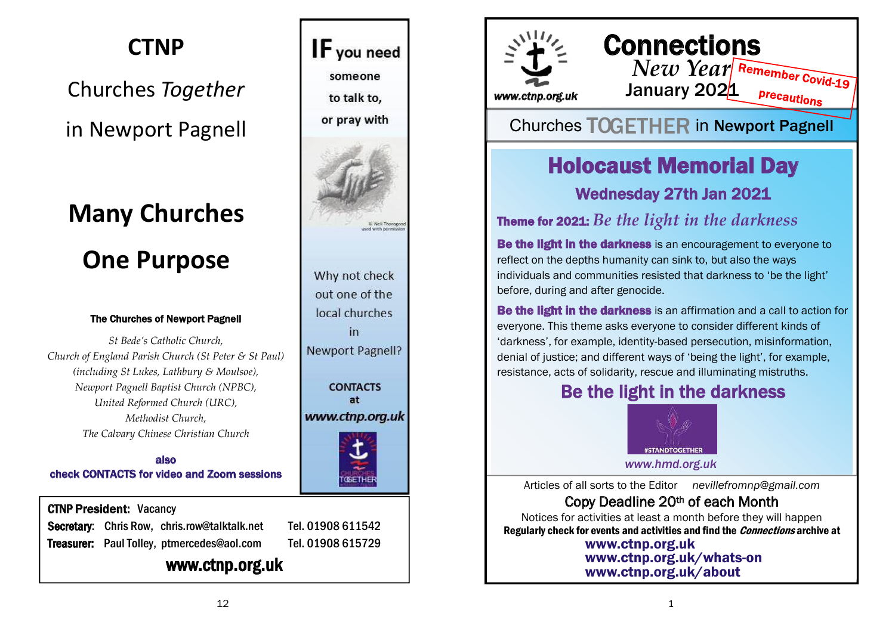# CTNP

Churches *Together*

in Newport Pagnell

## Many Churches

## One Purpose

**The Churches of Newport Pagnell**

*St Bede's Catholic Church,*
*Church of England Parish Church (St Peter & St Paul)*
*(including St Lukes, Lathbury & Moulsoe),*
*Newport Pagnell Baptist Church (NPBC),*
*United Reformed Church (URC),*
*Methodist Church,*
*The Calvary Chinese Christian Church*

**also**
**check CONTACTS for video and Zoom sessions**

**IF** you need someone to talk to, or pray with

© Neil Thorogood used with permission

Why not check out one of the local churches in Newport Pagnell?

**CONTACTS at** ***www.ctnp.org.uk***

**CTNP President:** Vacancy
**Secretary:** Chris Row, chris.row@talktalk.net Tel. 01908 611542
**Treasurer:** Paul Tolley, ptmercedes@aol.com Tel. 01908 615729

**www.ctnp.org.uk**

---

*www.ctnp.org.uk*

# Connections

*New Year*
January 2021

**Remember Covid-19 precautions**

Churches **TOGETHER** in **Newport Pagnell**

## Holocaust Memorial Day

### Wednesday 27th Jan 2021

**Theme for 2021:** *Be the light in the darkness*

**Be the light in the darkness** is an encouragement to everyone to reflect on the depths humanity can sink to, but also the ways individuals and communities resisted that darkness to 'be the light' before, during and after genocide.

**Be the light in the darkness** is an affirmation and a call to action for everyone. This theme asks everyone to consider different kinds of 'darkness', for example, identity-based persecution, misinformation, denial of justice; and different ways of 'being the light', for example, resistance, acts of solidarity, rescue and illuminating mistruths.

### Be the light in the darkness

#STANDTOGETHER

*www.hmd.org.uk*

Articles of all sorts to the Editor *nevillefromnp@gmail.com*

Copy Deadline 20th of each Month

Notices for activities at least a month before they will happen

**Regularly check for events and activities and find the *Connections* archive at**

**www.ctnp.org.uk**
**www.ctnp.org.uk/whats-on**
**www.ctnp.org.uk/about**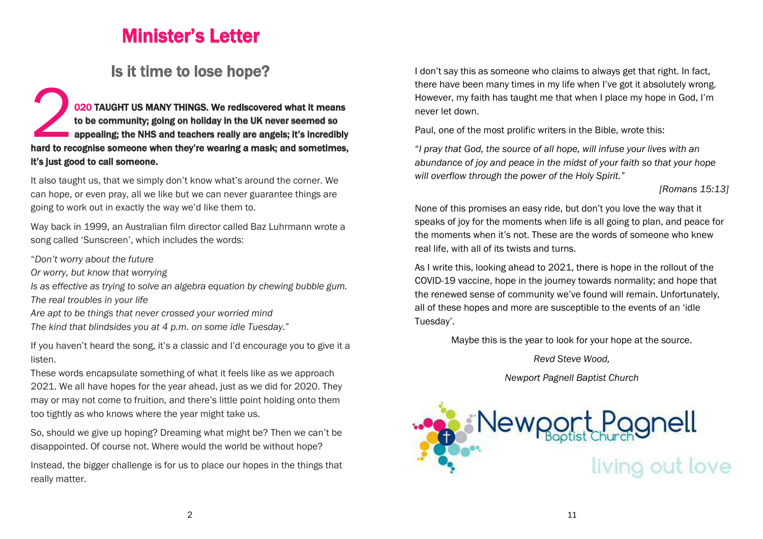# Minister's Letter

## Is it time to lose hope?

**2020 TAUGHT US MANY THINGS. We rediscovered what it means to be community; going on holiday in the UK never seemed so appealing; the NHS and teachers really are angels; it's incredibly hard to recognise someone when they're wearing a mask; and sometimes, it's just good to call someone.**

It also taught us, that we simply don't know what's around the corner. We can hope, or even pray, all we like but we can never guarantee things are going to work out in exactly the way we'd like them to.

Way back in 1999, an Australian film director called Baz Luhrmann wrote a song called 'Sunscreen', which includes the words:

"*Don't worry about the future*
*Or worry, but know that worrying*
*Is as effective as trying to solve an algebra equation by chewing bubble gum.*
*The real troubles in your life*
*Are apt to be things that never crossed your worried mind*
*The kind that blindsides you at 4 p.m. on some idle Tuesday.*"

If you haven't heard the song, it's a classic and I'd encourage you to give it a listen.

These words encapsulate something of what it feels like as we approach 2021. We all have hopes for the year ahead, just as we did for 2020. They may or may not come to fruition, and there's little point holding onto them too tightly as who knows where the year might take us.

So, should we give up hoping? Dreaming what might be? Then we can't be disappointed. Of course not. Where would the world be without hope?

Instead, the bigger challenge is for us to place our hopes in the things that really matter.

I don't say this as someone who claims to always get that right. In fact, there have been many times in my life when I've got it absolutely wrong. However, my faith has taught me that when I place my hope in God, I'm never let down.

Paul, one of the most prolific writers in the Bible, wrote this:

"*I pray that God, the source of all hope, will infuse your lives with an abundance of joy and peace in the midst of your faith so that your hope will overflow through the power of the Holy Spirit.*"

*[Romans 15:13]*

None of this promises an easy ride, but don't you love the way that it speaks of joy for the moments when life is all going to plan, and peace for the moments when it's not. These are the words of someone who knew real life, with all of its twists and turns.

As I write this, looking ahead to 2021, there is hope in the rollout of the COVID-19 vaccine, hope in the journey towards normality; and hope that the renewed sense of community we've found will remain. Unfortunately, all of these hopes and more are susceptible to the events of an 'idle Tuesday'.

Maybe this is the year to look for your hope at the source.

*Revd Steve Wood,*

*Newport Pagnell Baptist Church*

Newport Pagnell Baptist Church
living out love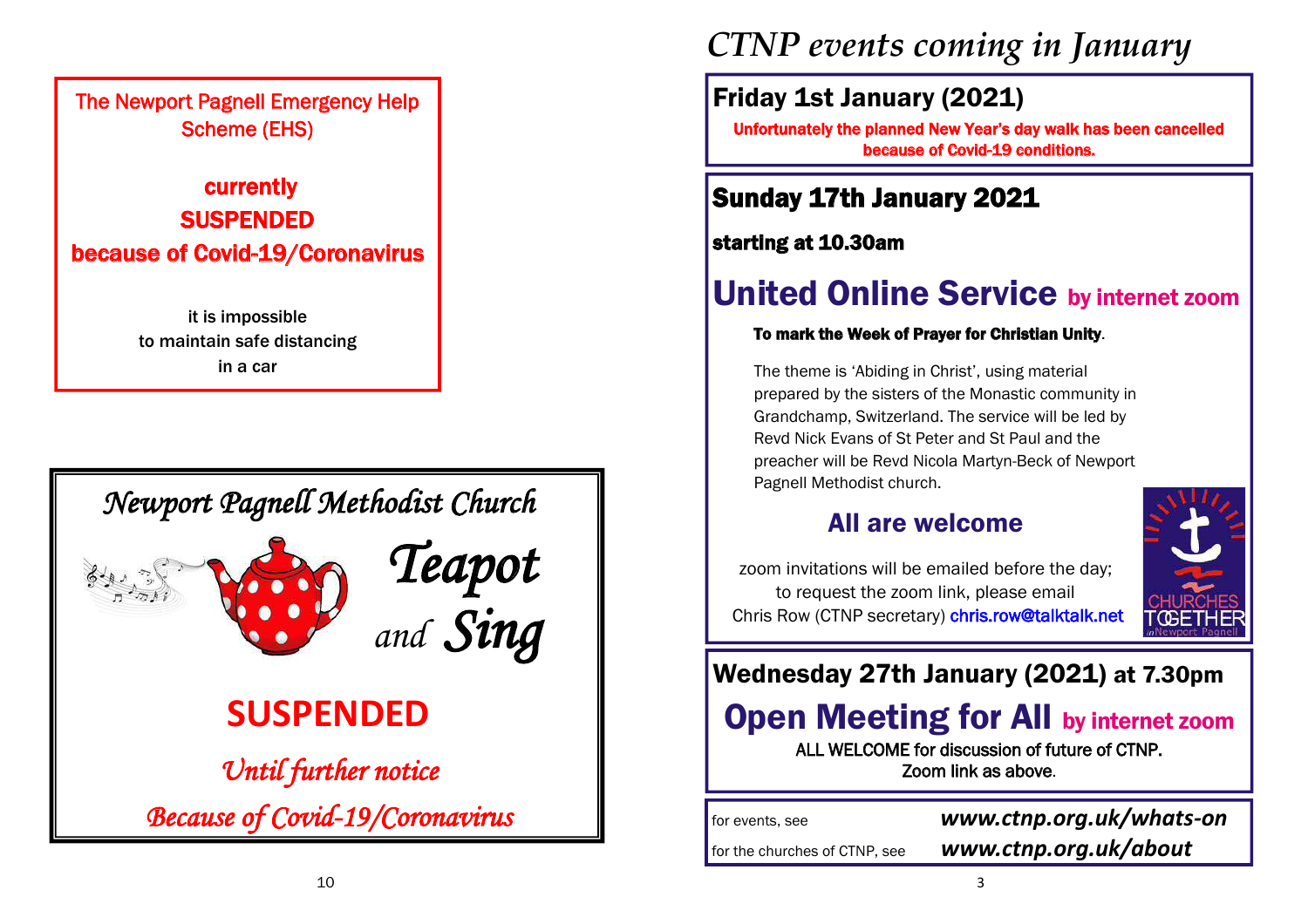The Newport Pagnell Emergency Help Scheme (EHS)

**currently**
**SUSPENDED**
**because of Covid-19/Coronavirus**

it is impossible
to maintain safe distancing
in a car

*Newport Pagnell Methodist Church*

*Teapot and Sing*

**SUSPENDED**

*Until further notice*

*Because of Covid-19/Coronavirus*

# *CTNP events coming in January*

## Friday 1st January (2021)

**Unfortunately the planned New Year's day walk has been cancelled because of Covid-19 conditions.**

## Sunday 17th January 2021

**starting at 10.30am**

# United Online Service by internet zoom

**To mark the Week of Prayer for Christian Unity**.

The theme is 'Abiding in Christ', using material prepared by the sisters of the Monastic community in Grandchamp, Switzerland. The service will be led by Revd Nick Evans of St Peter and St Paul and the preacher will be Revd Nicola Martyn-Beck of Newport Pagnell Methodist church.

### All are welcome

zoom invitations will be emailed before the day; to request the zoom link, please email Chris Row (CTNP secretary) chris.row@talktalk.net

CHURCHES TOGETHER in Newport Pagnell

## Wednesday 27th January (2021) at 7.30pm

# Open Meeting for All by internet zoom

ALL WELCOME for discussion of future of CTNP.
Zoom link as above.

for events, see **www.ctnp.org.uk/whats-on**
for the churches of CTNP, see **www.ctnp.org.uk/about**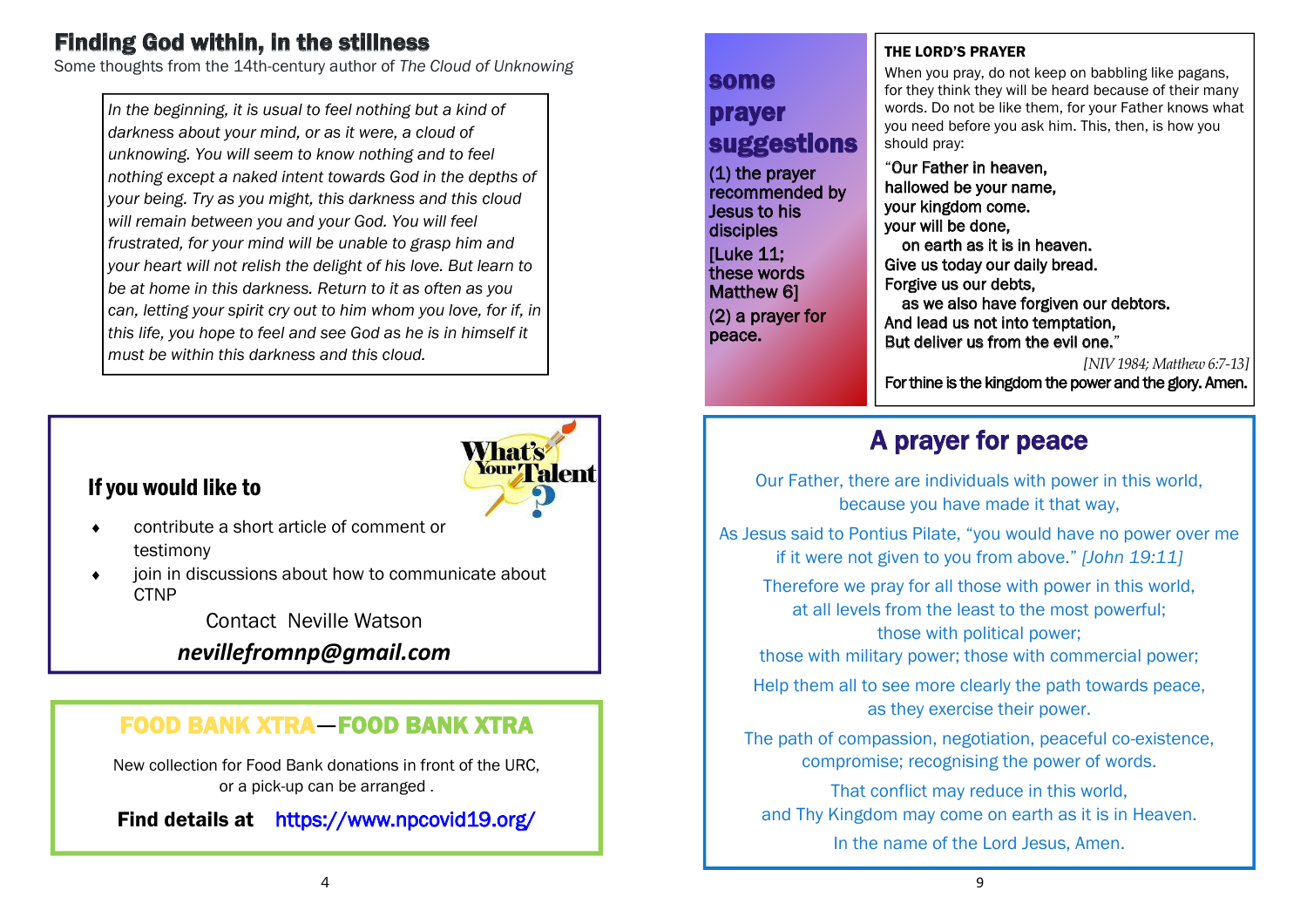# Finding God within, in the stillness

Some thoughts from the 14th-century author of *The Cloud of Unknowing*

*In the beginning, it is usual to feel nothing but a kind of darkness about your mind, or as it were, a cloud of unknowing. You will seem to know nothing and to feel nothing except a naked intent towards God in the depths of your being. Try as you might, this darkness and this cloud will remain between you and your God. You will feel frustrated, for your mind will be unable to grasp him and your heart will not relish the delight of his love. But learn to be at home in this darkness. Return to it as often as you can, letting your spirit cry out to him whom you love, for if, in this life, you hope to feel and see God as he is in himself it must be within this darkness and this cloud.*

## If you would like to

- contribute a short article of comment or testimony
- join in discussions about how to communicate about CTNP

Contact Neville Watson

***nevillefromnp@gmail.com***

## FOOD BANK XTRA—FOOD BANK XTRA

New collection for Food Bank donations in front of the URC, or a pick-up can be arranged .

**Find details at** https://www.npcovid19.org/

## some prayer suggestions

(1) the prayer recommended by Jesus to his disciples [Luke 11; these words Matthew 6]

(2) a prayer for peace.

**THE LORD'S PRAYER**

When you pray, do not keep on babbling like pagans, for they think they will be heard because of their many words. Do not be like them, for your Father knows what you need before you ask him. This, then, is how you should pray:

"Our Father in heaven,
hallowed be your name,
your kingdom come.
your will be done,
 on earth as it is in heaven.
Give us today our daily bread.
Forgive us our debts,
 as we also have forgiven our debtors.
And lead us not into temptation,
But deliver us from the evil one."

*[NIV 1984; Matthew 6:7-13]*

For thine is the kingdom the power and the glory. Amen.

## A prayer for peace

Our Father, there are individuals with power in this world,
because you have made it that way,

As Jesus said to Pontius Pilate, "you would have no power over me if it were not given to you from above." *[John 19:11]*

Therefore we pray for all those with power in this world,
at all levels from the least to the most powerful;
those with political power;
those with military power; those with commercial power;

Help them all to see more clearly the path towards peace,
as they exercise their power.

The path of compassion, negotiation, peaceful co-existence,
compromise; recognising the power of words.

That conflict may reduce in this world,
and Thy Kingdom may come on earth as it is in Heaven.

In the name of the Lord Jesus, Amen.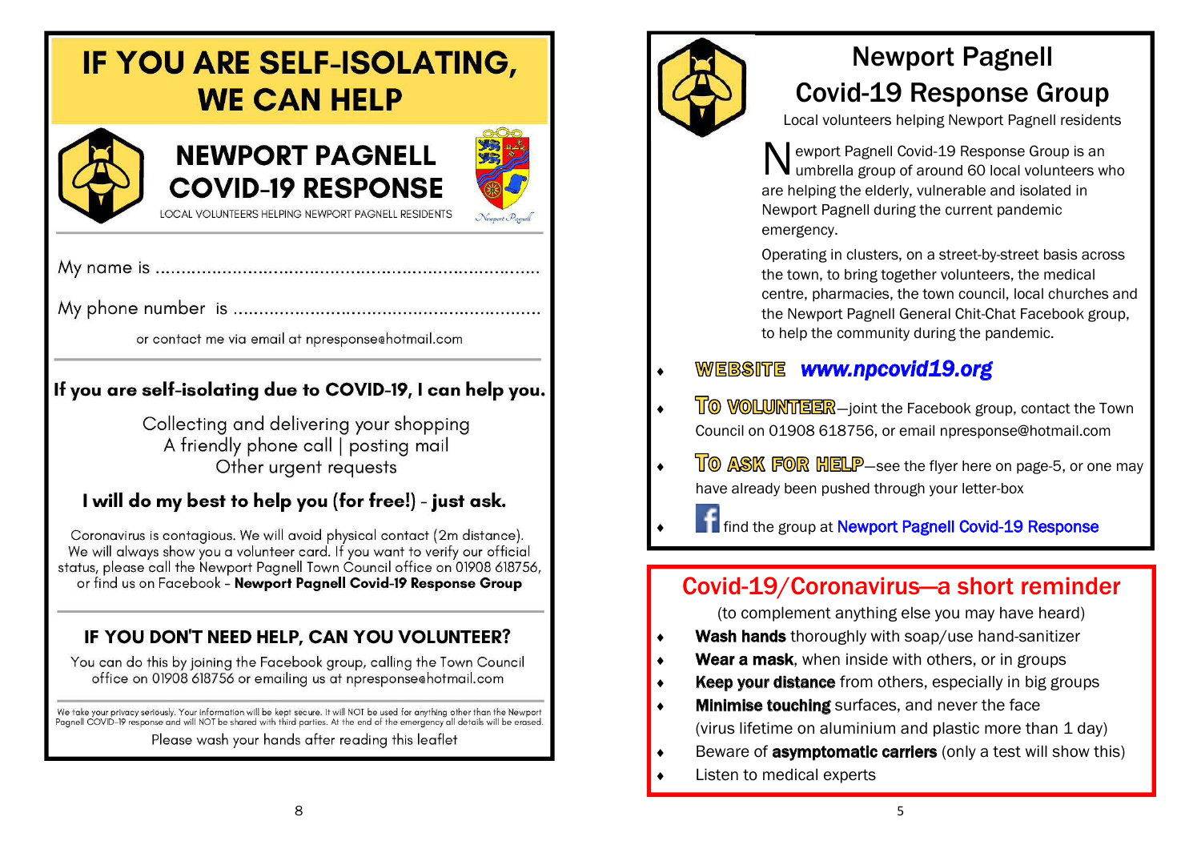# IF YOU ARE SELF-ISOLATING, WE CAN HELP

## NEWPORT PAGNELL COVID-19 RESPONSE

LOCAL VOLUNTEERS HELPING NEWPORT PAGNELL RESIDENTS

My name is ..........................................................................

My phone number is ...........................................................

or contact me via email at npresponse@hotmail.com

**If you are self-isolating due to COVID-19, I can help you.**

Collecting and delivering your shopping
A friendly phone call | posting mail
Other urgent requests

**I will do my best to help you (for free!) - just ask.**

Coronavirus is contagious. We will avoid physical contact (2m distance). We will always show you a volunteer card. If you want to verify our official status, please call the Newport Pagnell Town Council office on 01908 618756, or find us on Facebook - **Newport Pagnell Covid-19 Response Group**

### IF YOU DON'T NEED HELP, CAN YOU VOLUNTEER?

You can do this by joining the Facebook group, calling the Town Council office on 01908 618756 or emailing us at npresponse@hotmail.com

We take your privacy seriously. Your information will be kept secure. It will NOT be used for anything other than the Newport Pagnell COVID-19 response and will NOT be shared with third parties. At the end of the emergency all details will be erased.

Please wash your hands after reading this leaflet

# Newport Pagnell Covid-19 Response Group

Local volunteers helping Newport Pagnell residents

Newport Pagnell Covid-19 Response Group is an umbrella group of around 60 local volunteers who are helping the elderly, vulnerable and isolated in Newport Pagnell during the current pandemic emergency.

Operating in clusters, on a street-by-street basis across the town, to bring together volunteers, the medical centre, pharmacies, the town council, local churches and the Newport Pagnell General Chit-Chat Facebook group, to help the community during the pandemic.

- **WEBSITE** *www.npcovid19.org*
- **TO VOLUNTEER**—joint the Facebook group, contact the Town Council on 01908 618756, or email npresponse@hotmail.com
- **TO ASK FOR HELP**—see the flyer here on page-5, or one may have already been pushed through your letter-box
- find the group at Newport Pagnell Covid-19 Response

## Covid-19/Coronavirus—a short reminder

(to complement anything else you may have heard)

- **Wash hands** thoroughly with soap/use hand-sanitizer
- **Wear a mask**, when inside with others, or in groups
- **Keep your distance** from others, especially in big groups
- **Minimise touching** surfaces, and never the face (virus lifetime on aluminium and plastic more than 1 day)
- Beware of **asymptomatic carriers** (only a test will show this)
- Listen to medical experts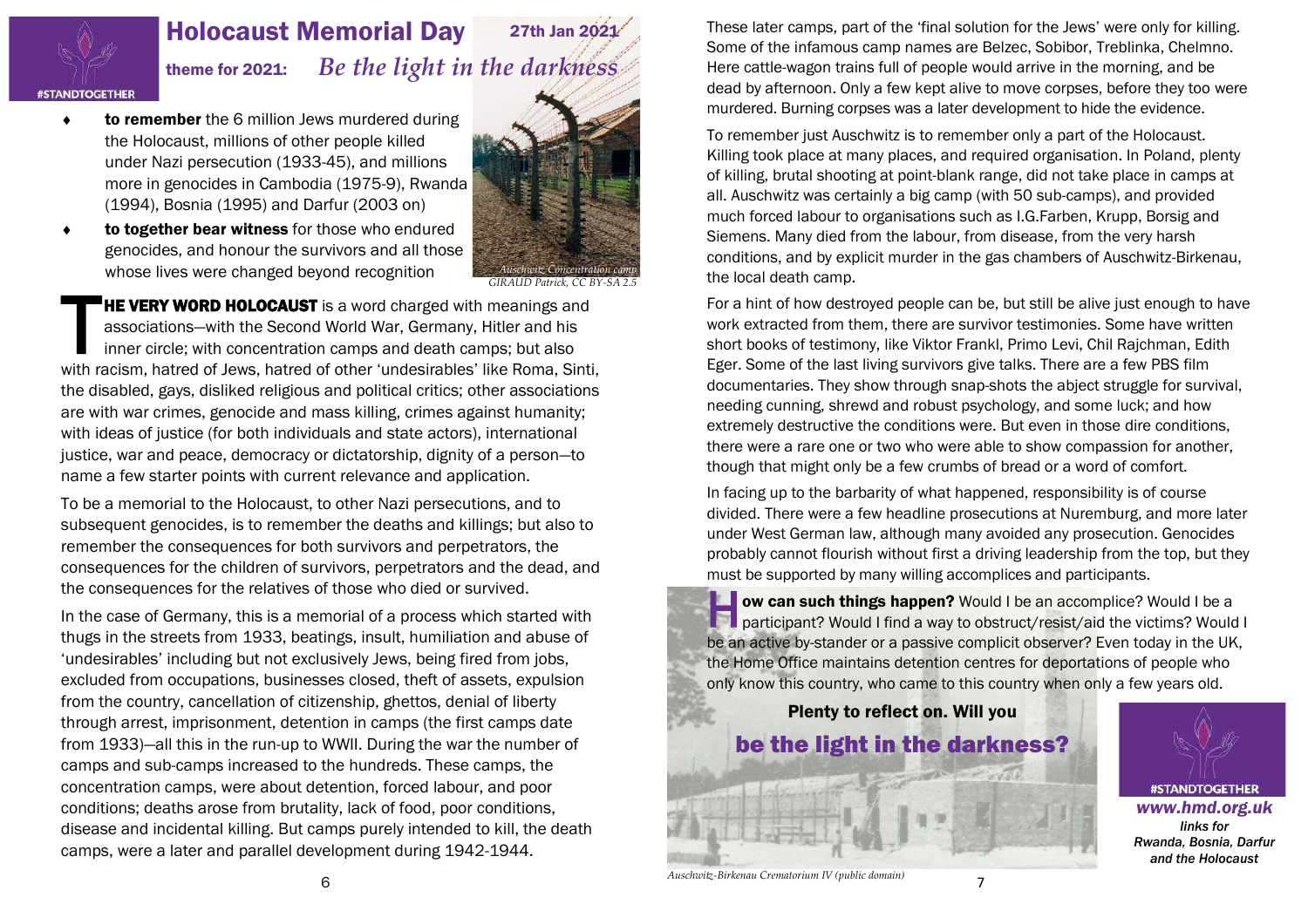# Holocaust Memorial Day

27th Jan 2021

**theme for 2021:** *Be the light in the darkness*

#STANDTOGETHER

- **to remember** the 6 million Jews murdered during the Holocaust, millions of other people killed under Nazi persecution (1933-45), and millions more in genocides in Cambodia (1975-9), Rwanda (1994), Bosnia (1995) and Darfur (2003 on)
- **to together bear witness** for those who endured genocides, and honour the survivors and all those whose lives were changed beyond recognition

*Auschwitz Concentration camp*
*GIRAUD Patrick, CC BY-SA 2.5*

**THE VERY WORD HOLOCAUST** is a word charged with meanings and associations—with the Second World War, Germany, Hitler and his inner circle; with concentration camps and death camps; but also with racism, hatred of Jews, hatred of other 'undesirables' like Roma, Sinti, the disabled, gays, disliked religious and political critics; other associations are with war crimes, genocide and mass killing, crimes against humanity; with ideas of justice (for both individuals and state actors), international justice, war and peace, democracy or dictatorship, dignity of a person—to name a few starter points with current relevance and application.

To be a memorial to the Holocaust, to other Nazi persecutions, and to subsequent genocides, is to remember the deaths and killings; but also to remember the consequences for both survivors and perpetrators, the consequences for the children of survivors, perpetrators and the dead, and the consequences for the relatives of those who died or survived.

In the case of Germany, this is a memorial of a process which started with thugs in the streets from 1933, beatings, insult, humiliation and abuse of 'undesirables' including but not exclusively Jews, being fired from jobs, excluded from occupations, businesses closed, theft of assets, expulsion from the country, cancellation of citizenship, ghettos, denial of liberty through arrest, imprisonment, detention in camps (the first camps date from 1933)—all this in the run-up to WWII. During the war the number of camps and sub-camps increased to the hundreds. These camps, the concentration camps, were about detention, forced labour, and poor conditions; deaths arose from brutality, lack of food, poor conditions, disease and incidental killing. But camps purely intended to kill, the death camps, were a later and parallel development during 1942-1944.

These later camps, part of the 'final solution for the Jews' were only for killing. Some of the infamous camp names are Belzec, Sobibor, Treblinka, Chelmno. Here cattle-wagon trains full of people would arrive in the morning, and be dead by afternoon. Only a few kept alive to move corpses, before they too were murdered. Burning corpses was a later development to hide the evidence.

To remember just Auschwitz is to remember only a part of the Holocaust. Killing took place at many places, and required organisation. In Poland, plenty of killing, brutal shooting at point-blank range, did not take place in camps at all. Auschwitz was certainly a big camp (with 50 sub-camps), and provided much forced labour to organisations such as I.G.Farben, Krupp, Borsig and Siemens. Many died from the labour, from disease, from the very harsh conditions, and by explicit murder in the gas chambers of Auschwitz-Birkenau, the local death camp.

For a hint of how destroyed people can be, but still be alive just enough to have work extracted from them, there are survivor testimonies. Some have written short books of testimony, like Viktor Frankl, Primo Levi, Chil Rajchman, Edith Eger. Some of the last living survivors give talks. There are a few PBS film documentaries. They show through snap-shots the abject struggle for survival, needing cunning, shrewd and robust psychology, and some luck; and how extremely destructive the conditions were. But even in those dire conditions, there were a rare one or two who were able to show compassion for another, though that might only be a few crumbs of bread or a word of comfort.

In facing up to the barbarity of what happened, responsibility is of course divided. There were a few headline prosecutions at Nuremburg, and more later under West German law, although many avoided any prosecution. Genocides probably cannot flourish without first a driving leadership from the top, but they must be supported by many willing accomplices and participants.

**How can such things happen?** Would I be an accomplice? Would I be a participant? Would I find a way to obstruct/resist/aid the victims? Would I be an active by-stander or a passive complicit observer? Even today in the UK, the Home Office maintains detention centres for deportations of people who only know this country, who came to this country when only a few years old.

**Plenty to reflect on. Will you**

## be the light in the darkness?

#STANDTOGETHER

***www.hmd.org.uk***
***links for Rwanda, Bosnia, Darfur and the Holocaust***

*Auschwitz-Birkenau Crematorium IV (public domain)*